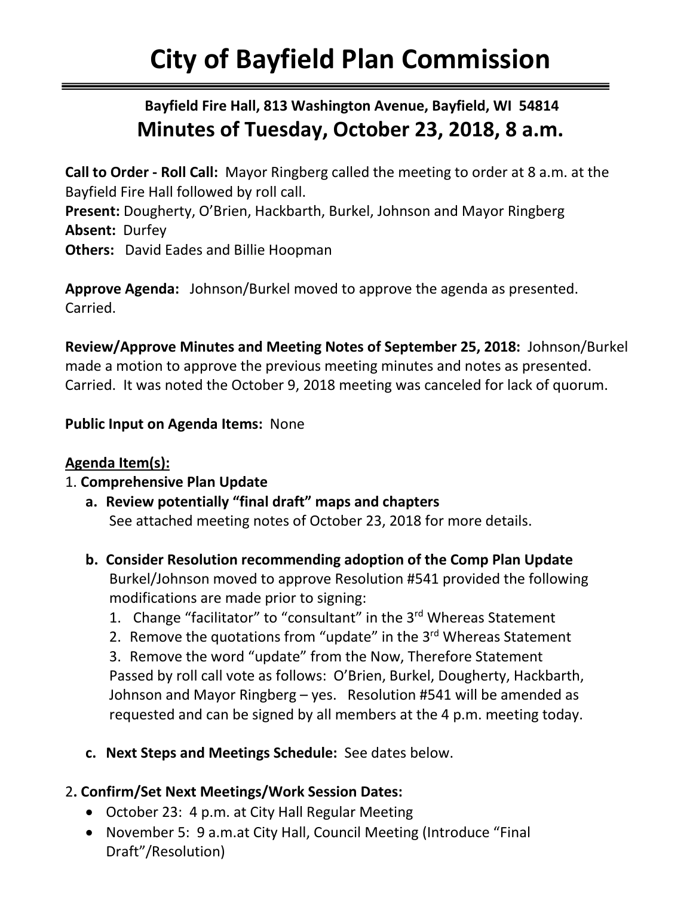# City of Bayfield Plan Commission

### Bayfield Fire Hall, 813 Washington Avenue, Bayfield, WI 54814

## Minutes of Tuesday, October 23, 2018, 8 a.m.

**Call to Order - Roll Call:** Mayor Ringberg called the meeting to order at 8 a.m. at the Bayfield Fire Hall followed by roll call.
**Present:** Dougherty, O'Brien, Hackbarth, Burkel, Johnson and Mayor Ringberg
**Absent:** Durfey
**Others:** David Eades and Billie Hoopman

**Approve Agenda:** Johnson/Burkel moved to approve the agenda as presented. Carried.

**Review/Approve Minutes and Meeting Notes of September 25, 2018:** Johnson/Burkel made a motion to approve the previous meeting minutes and notes as presented. Carried. It was noted the October 9, 2018 meeting was canceled for lack of quorum.

**Public Input on Agenda Items:** None

**Agenda Item(s):**

1. **Comprehensive Plan Update**
   - **a. Review potentially "final draft" maps and chapters**
     See attached meeting notes of October 23, 2018 for more details.
   - **b. Consider Resolution recommending adoption of the Comp Plan Update**
     Burkel/Johnson moved to approve Resolution #541 provided the following modifications are made prior to signing:
     1. Change "facilitator" to "consultant" in the 3rd Whereas Statement
     2. Remove the quotations from "update" in the 3rd Whereas Statement
     3. Remove the word "update" from the Now, Therefore Statement

     Passed by roll call vote as follows: O'Brien, Burkel, Dougherty, Hackbarth, Johnson and Mayor Ringberg – yes. Resolution #541 will be amended as requested and can be signed by all members at the 4 p.m. meeting today.
   - **c. Next Steps and Meetings Schedule:** See dates below.

2. **Confirm/Set Next Meetings/Work Session Dates:**
   - October 23: 4 p.m. at City Hall Regular Meeting
   - November 5: 9 a.m.at City Hall, Council Meeting (Introduce "Final Draft"/Resolution)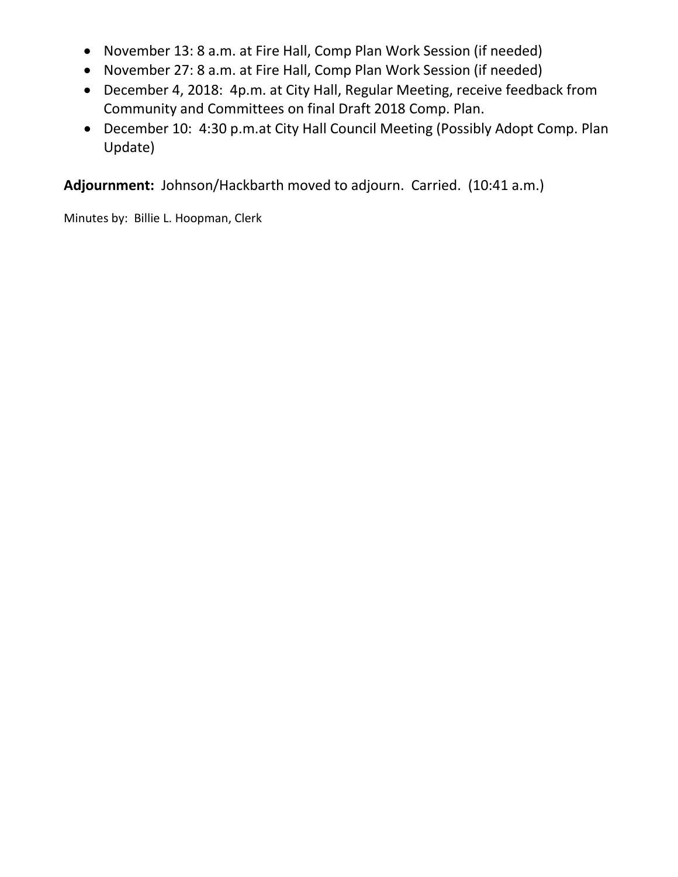- November 13: 8 a.m. at Fire Hall, Comp Plan Work Session (if needed)
- November 27: 8 a.m. at Fire Hall, Comp Plan Work Session (if needed)
- December 4, 2018: 4p.m. at City Hall, Regular Meeting, receive feedback from Community and Committees on final Draft 2018 Comp. Plan.
- December 10: 4:30 p.m.at City Hall Council Meeting (Possibly Adopt Comp. Plan Update)

**Adjournment:** Johnson/Hackbarth moved to adjourn. Carried. (10:41 a.m.)

Minutes by: Billie L. Hoopman, Clerk